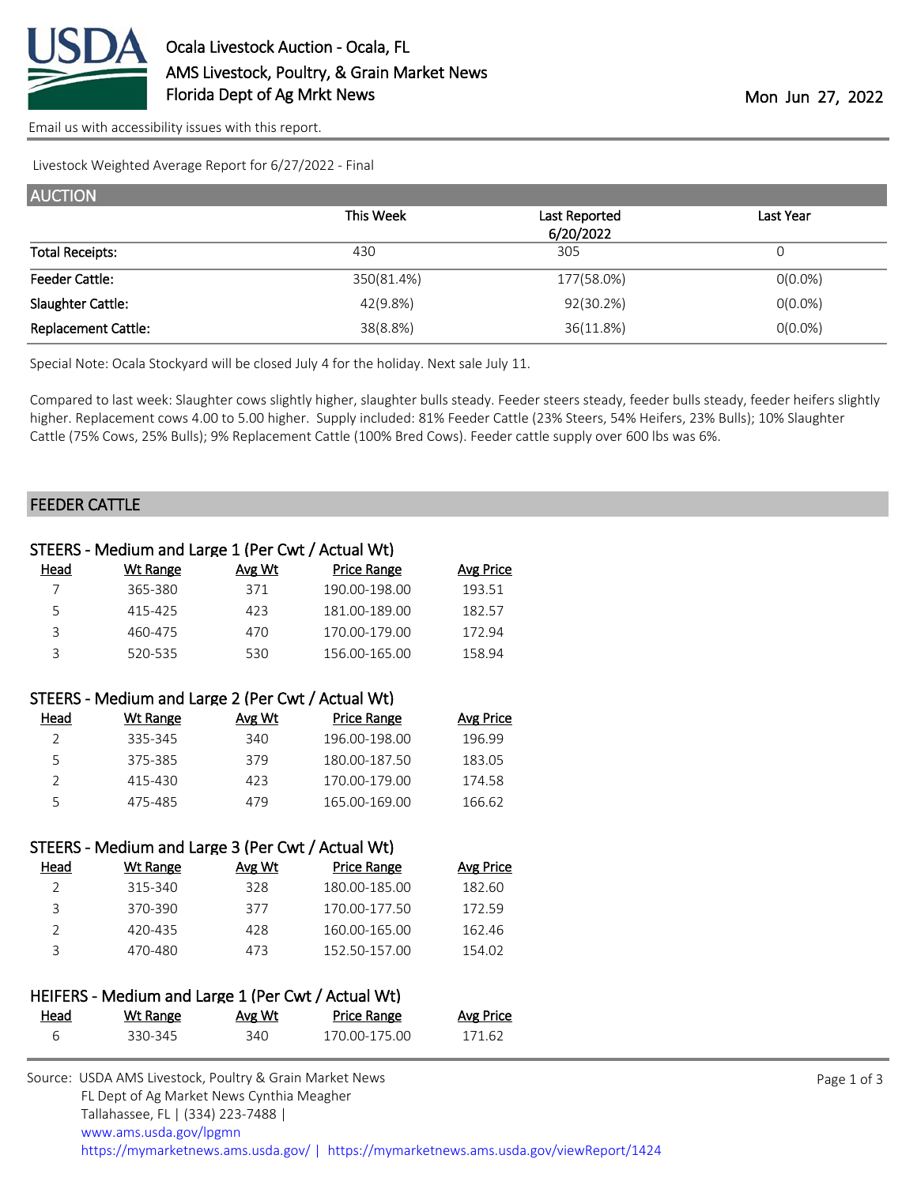# Ocala Livestock Auction - Ocala, FL

AMS Livestock, Poultry, & Grain Market News

Florida Dept of Ag Mrkt News

Mon Jun 27, 2022

Email us with accessibility issues with this report.

Livestock Weighted Average Report for 6/27/2022 - Final

## AUCTION

| | This Week | Last Reported 6/20/2022 | Last Year |
|---|---|---|---|
| Total Receipts: | 430 | 305 | 0 |
| Feeder Cattle: | 350(81.4%) | 177(58.0%) | 0(0.0%) |
| Slaughter Cattle: | 42(9.8%) | 92(30.2%) | 0(0.0%) |
| Replacement Cattle: | 38(8.8%) | 36(11.8%) | 0(0.0%) |

Special Note: Ocala Stockyard will be closed July 4 for the holiday. Next sale July 11.

Compared to last week: Slaughter cows slightly higher, slaughter bulls steady. Feeder steers steady, feeder bulls steady, feeder heifers slightly higher. Replacement cows 4.00 to 5.00 higher. Supply included: 81% Feeder Cattle (23% Steers, 54% Heifers, 23% Bulls); 10% Slaughter Cattle (75% Cows, 25% Bulls); 9% Replacement Cattle (100% Bred Cows). Feeder cattle supply over 600 lbs was 6%.

## FEEDER CATTLE

### STEERS - Medium and Large 1 (Per Cwt / Actual Wt)

| Head | Wt Range | Avg Wt | Price Range | Avg Price |
|---|---|---|---|---|
| 7 | 365-380 | 371 | 190.00-198.00 | 193.51 |
| 5 | 415-425 | 423 | 181.00-189.00 | 182.57 |
| 3 | 460-475 | 470 | 170.00-179.00 | 172.94 |
| 3 | 520-535 | 530 | 156.00-165.00 | 158.94 |

### STEERS - Medium and Large 2 (Per Cwt / Actual Wt)

| Head | Wt Range | Avg Wt | Price Range | Avg Price |
|---|---|---|---|---|
| 2 | 335-345 | 340 | 196.00-198.00 | 196.99 |
| 5 | 375-385 | 379 | 180.00-187.50 | 183.05 |
| 2 | 415-430 | 423 | 170.00-179.00 | 174.58 |
| 5 | 475-485 | 479 | 165.00-169.00 | 166.62 |

### STEERS - Medium and Large 3 (Per Cwt / Actual Wt)

| Head | Wt Range | Avg Wt | Price Range | Avg Price |
|---|---|---|---|---|
| 2 | 315-340 | 328 | 180.00-185.00 | 182.60 |
| 3 | 370-390 | 377 | 170.00-177.50 | 172.59 |
| 2 | 420-435 | 428 | 160.00-165.00 | 162.46 |
| 3 | 470-480 | 473 | 152.50-157.00 | 154.02 |

### HEIFERS - Medium and Large 1 (Per Cwt / Actual Wt)

| Head | Wt Range | Avg Wt | Price Range | Avg Price |
|---|---|---|---|---|
| 6 | 330-345 | 340 | 170.00-175.00 | 171.62 |

Source: USDA AMS Livestock, Poultry & Grain Market News
FL Dept of Ag Market News Cynthia Meagher
Tallahassee, FL | (334) 223-7488 |
www.ams.usda.gov/lpgmn
https://mymarketnews.ams.usda.gov/ | https://mymarketnews.ams.usda.gov/viewReport/1424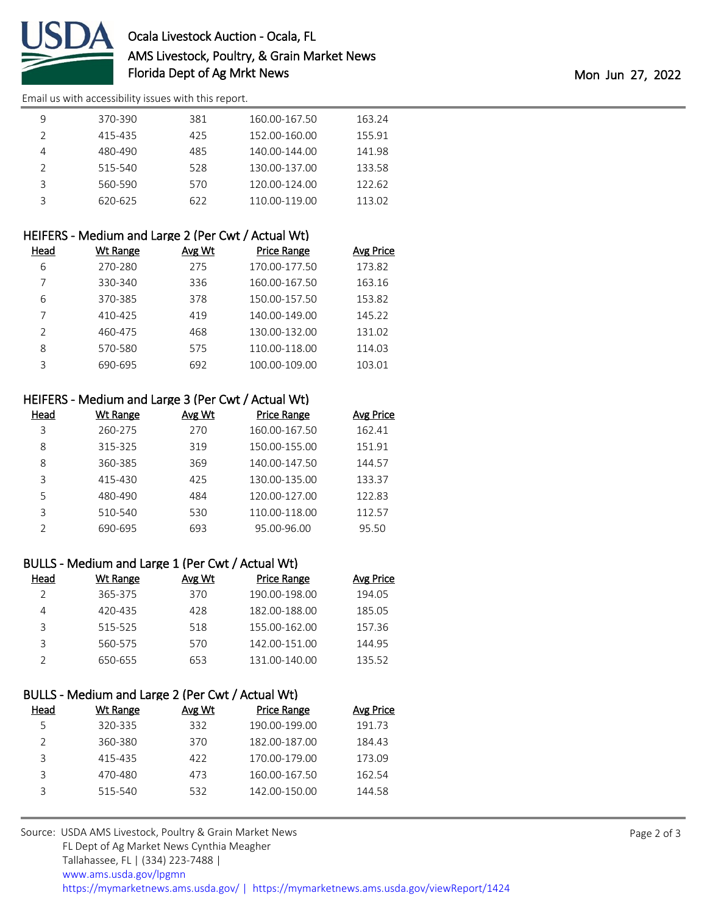| Head | Wt Range | Avg Wt | Price Range | Avg Price |
|---|---|---|---|---|
| 9 | 370-390 | 381 | 160.00-167.50 | 163.24 |
| 2 | 415-435 | 425 | 152.00-160.00 | 155.91 |
| 4 | 480-490 | 485 | 140.00-144.00 | 141.98 |
| 2 | 515-540 | 528 | 130.00-137.00 | 133.58 |
| 3 | 560-590 | 570 | 120.00-124.00 | 122.62 |
| 3 | 620-625 | 622 | 110.00-119.00 | 113.02 |

## HEIFERS - Medium and Large 2 (Per Cwt / Actual Wt)

| Head | Wt Range | Avg Wt | Price Range | Avg Price |
|---|---|---|---|---|
| 6 | 270-280 | 275 | 170.00-177.50 | 173.82 |
| 7 | 330-340 | 336 | 160.00-167.50 | 163.16 |
| 6 | 370-385 | 378 | 150.00-157.50 | 153.82 |
| 7 | 410-425 | 419 | 140.00-149.00 | 145.22 |
| 2 | 460-475 | 468 | 130.00-132.00 | 131.02 |
| 8 | 570-580 | 575 | 110.00-118.00 | 114.03 |
| 3 | 690-695 | 692 | 100.00-109.00 | 103.01 |

## HEIFERS - Medium and Large 3 (Per Cwt / Actual Wt)

| Head | Wt Range | Avg Wt | Price Range | Avg Price |
|---|---|---|---|---|
| 3 | 260-275 | 270 | 160.00-167.50 | 162.41 |
| 8 | 315-325 | 319 | 150.00-155.00 | 151.91 |
| 8 | 360-385 | 369 | 140.00-147.50 | 144.57 |
| 3 | 415-430 | 425 | 130.00-135.00 | 133.37 |
| 5 | 480-490 | 484 | 120.00-127.00 | 122.83 |
| 3 | 510-540 | 530 | 110.00-118.00 | 112.57 |
| 2 | 690-695 | 693 | 95.00-96.00 | 95.50 |

## BULLS - Medium and Large 1 (Per Cwt / Actual Wt)

| Head | Wt Range | Avg Wt | Price Range | Avg Price |
|---|---|---|---|---|
| 2 | 365-375 | 370 | 190.00-198.00 | 194.05 |
| 4 | 420-435 | 428 | 182.00-188.00 | 185.05 |
| 3 | 515-525 | 518 | 155.00-162.00 | 157.36 |
| 3 | 560-575 | 570 | 142.00-151.00 | 144.95 |
| 2 | 650-655 | 653 | 131.00-140.00 | 135.52 |

## BULLS - Medium and Large 2 (Per Cwt / Actual Wt)

| Head | Wt Range | Avg Wt | Price Range | Avg Price |
|---|---|---|---|---|
| 5 | 320-335 | 332 | 190.00-199.00 | 191.73 |
| 2 | 360-380 | 370 | 182.00-187.00 | 184.43 |
| 3 | 415-435 | 422 | 170.00-179.00 | 173.09 |
| 3 | 470-480 | 473 | 160.00-167.50 | 162.54 |
| 3 | 515-540 | 532 | 142.00-150.00 | 144.58 |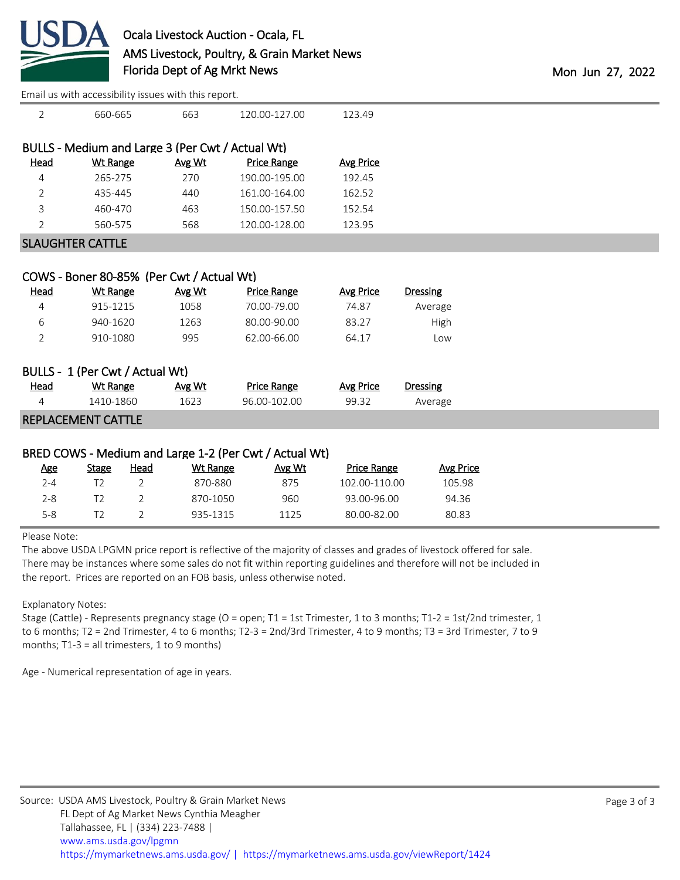Email us with accessibility issues with this report.

| | | | | |
|---|---|---|---|---|
| 2 | 660-665 | 663 | 120.00-127.00 | 123.49 |

### BULLS - Medium and Large 3 (Per Cwt / Actual Wt)

| Head | Wt Range | Avg Wt | Price Range | Avg Price |
|---|---|---|---|---|
| 4 | 265-275 | 270 | 190.00-195.00 | 192.45 |
| 2 | 435-445 | 440 | 161.00-164.00 | 162.52 |
| 3 | 460-470 | 463 | 150.00-157.50 | 152.54 |
| 2 | 560-575 | 568 | 120.00-128.00 | 123.95 |

## SLAUGHTER CATTLE

### COWS - Boner 80-85% (Per Cwt / Actual Wt)

| Head | Wt Range | Avg Wt | Price Range | Avg Price | Dressing |
|---|---|---|---|---|---|
| 4 | 915-1215 | 1058 | 70.00-79.00 | 74.87 | Average |
| 6 | 940-1620 | 1263 | 80.00-90.00 | 83.27 | High |
| 2 | 910-1080 | 995 | 62.00-66.00 | 64.17 | Low |

### BULLS - 1 (Per Cwt / Actual Wt)

| Head | Wt Range | Avg Wt | Price Range | Avg Price | Dressing |
|---|---|---|---|---|---|
| 4 | 1410-1860 | 1623 | 96.00-102.00 | 99.32 | Average |

## REPLACEMENT CATTLE

### BRED COWS - Medium and Large 1-2 (Per Cwt / Actual Wt)

| Age | Stage | Head | Wt Range | Avg Wt | Price Range | Avg Price |
|---|---|---|---|---|---|---|
| 2-4 | T2 | 2 | 870-880 | 875 | 102.00-110.00 | 105.98 |
| 2-8 | T2 | 2 | 870-1050 | 960 | 93.00-96.00 | 94.36 |
| 5-8 | T2 | 2 | 935-1315 | 1125 | 80.00-82.00 | 80.83 |

Please Note:

The above USDA LPGMN price report is reflective of the majority of classes and grades of livestock offered for sale. There may be instances where some sales do not fit within reporting guidelines and therefore will not be included in the report. Prices are reported on an FOB basis, unless otherwise noted.

Explanatory Notes:

Stage (Cattle) - Represents pregnancy stage (O = open; T1 = 1st Trimester, 1 to 3 months; T1-2 = 1st/2nd trimester, 1 to 6 months; T2 = 2nd Trimester, 4 to 6 months; T2-3 = 2nd/3rd Trimester, 4 to 9 months; T3 = 3rd Trimester, 7 to 9 months; T1-3 = all trimesters, 1 to 9 months)

Age - Numerical representation of age in years.

Source: USDA AMS Livestock, Poultry & Grain Market News
FL Dept of Ag Market News Cynthia Meagher
Tallahassee, FL | (334) 223-7488 |
www.ams.usda.gov/lpgmn
https://mymarketnews.ams.usda.gov/ | https://mymarketnews.ams.usda.gov/viewReport/1424